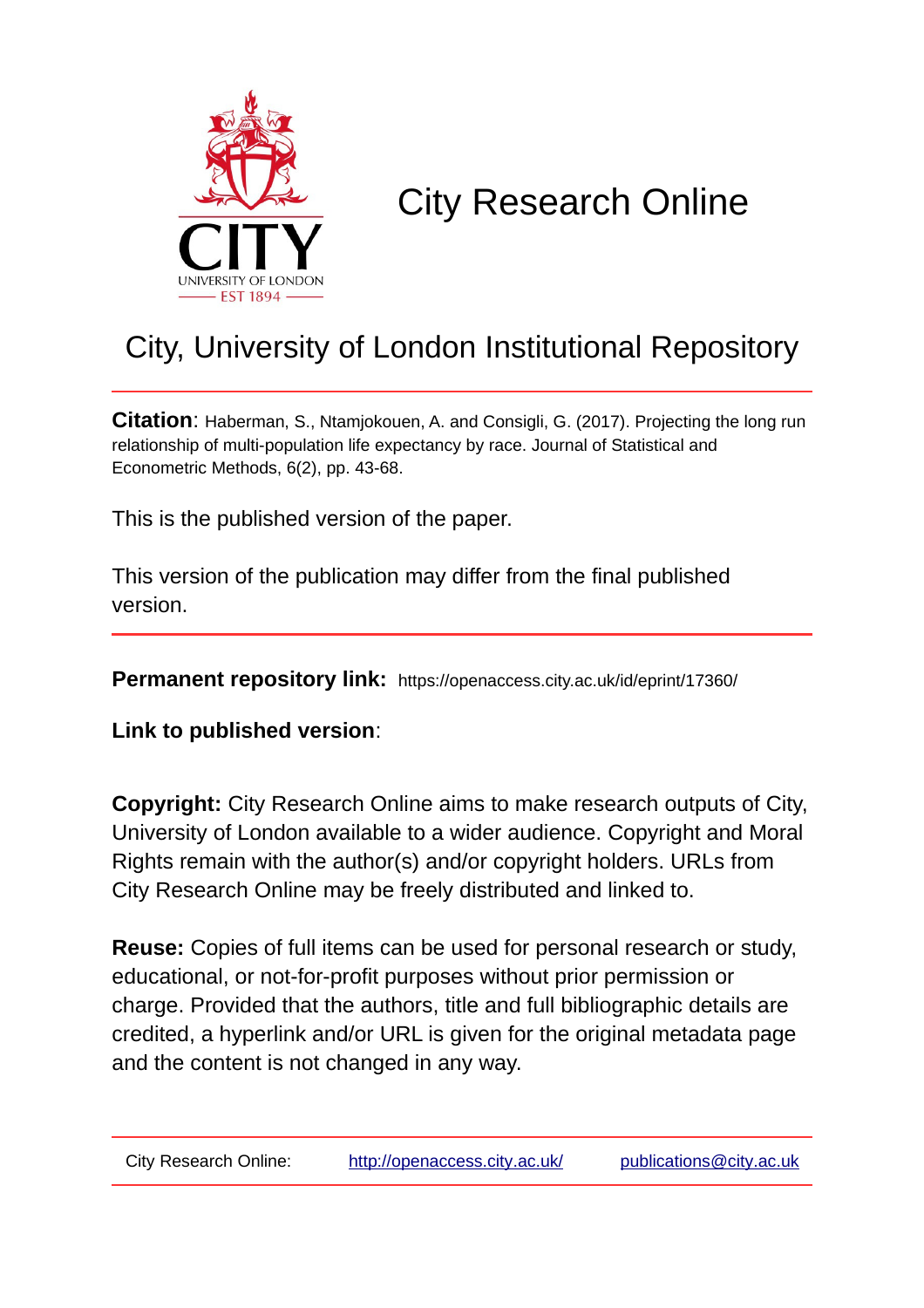CITY
UNIVERSITY OF LONDON
EST 1894

# City Research Online

## City, University of London Institutional Repository

**Citation**: Haberman, S., Ntamjokouen, A. and Consigli, G. (2017). Projecting the long run relationship of multi-population life expectancy by race. Journal of Statistical and Econometric Methods, 6(2), pp. 43-68.

This is the published version of the paper.

This version of the publication may differ from the final published version.

**Permanent repository link:** https://openaccess.city.ac.uk/id/eprint/17360/

**Link to published version**:

**Copyright:** City Research Online aims to make research outputs of City, University of London available to a wider audience. Copyright and Moral Rights remain with the author(s) and/or copyright holders. URLs from City Research Online may be freely distributed and linked to.

**Reuse:** Copies of full items can be used for personal research or study, educational, or not-for-profit purposes without prior permission or charge. Provided that the authors, title and full bibliographic details are credited, a hyperlink and/or URL is given for the original metadata page and the content is not changed in any way.

City Research Online: http://openaccess.city.ac.uk/ publications@city.ac.uk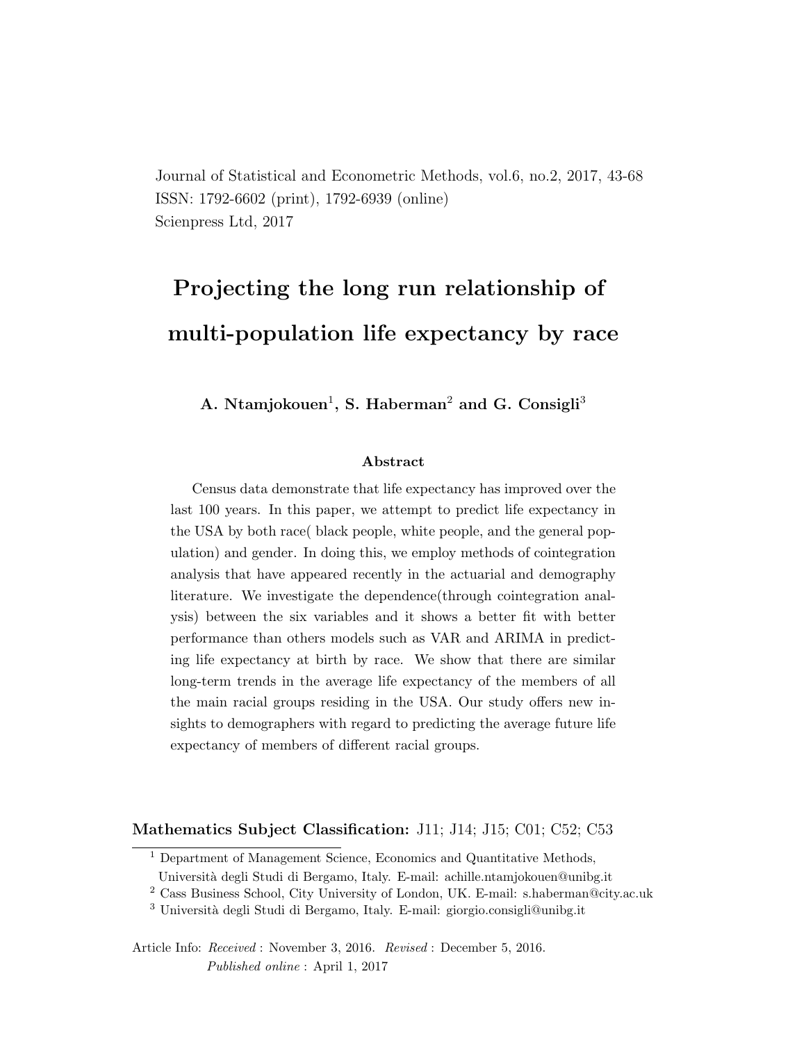Journal of Statistical and Econometric Methods, vol.6, no.2, 2017, 43-68
ISSN: 1792-6602 (print), 1792-6939 (online)
Scienpress Ltd, 2017

# Projecting the long run relationship of multi-population life expectancy by race

**A. Ntamjokouen[1], S. Haberman[2] and G. Consigli[3]**

## Abstract

Census data demonstrate that life expectancy has improved over the last 100 years. In this paper, we attempt to predict life expectancy in the USA by both race( black people, white people, and the general population) and gender. In doing this, we employ methods of cointegration analysis that have appeared recently in the actuarial and demography literature. We investigate the dependence(through cointegration analysis) between the six variables and it shows a better fit with better performance than others models such as VAR and ARIMA in predicting life expectancy at birth by race. We show that there are similar long-term trends in the average life expectancy of the members of all the main racial groups residing in the USA. Our study offers new insights to demographers with regard to predicting the average future life expectancy of members of different racial groups.

**Mathematics Subject Classification:** J11; J14; J15; C01; C52; C53

[1] Department of Management Science, Economics and Quantitative Methods, Università degli Studi di Bergamo, Italy. E-mail: achille.ntamjokouen@unibg.it

[2] Cass Business School, City University of London, UK. E-mail: s.haberman@city.ac.uk

[3] Università degli Studi di Bergamo, Italy. E-mail: giorgio.consigli@unibg.it

Article Info: *Received* : November 3, 2016. *Revised* : December 5, 2016.
*Published online* : April 1, 2017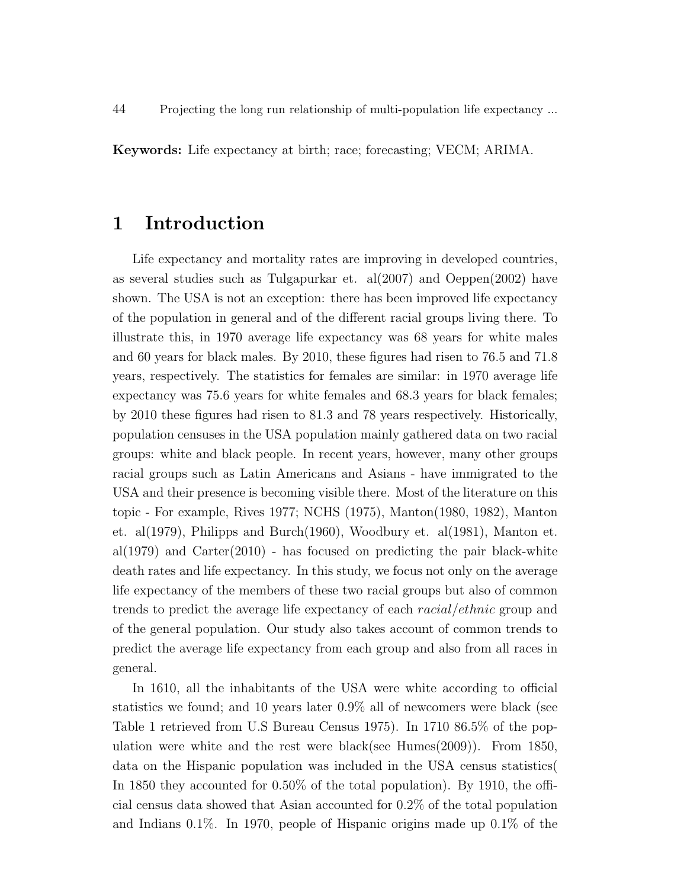**Keywords:** Life expectancy at birth; race; forecasting; VECM; ARIMA.

# 1 Introduction

Life expectancy and mortality rates are improving in developed countries, as several studies such as Tulgapurkar et. al(2007) and Oeppen(2002) have shown. The USA is not an exception: there has been improved life expectancy of the population in general and of the different racial groups living there. To illustrate this, in 1970 average life expectancy was 68 years for white males and 60 years for black males. By 2010, these figures had risen to 76.5 and 71.8 years, respectively. The statistics for females are similar: in 1970 average life expectancy was 75.6 years for white females and 68.3 years for black females; by 2010 these figures had risen to 81.3 and 78 years respectively. Historically, population censuses in the USA population mainly gathered data on two racial groups: white and black people. In recent years, however, many other groups racial groups such as Latin Americans and Asians - have immigrated to the USA and their presence is becoming visible there. Most of the literature on this topic - For example, Rives 1977; NCHS (1975), Manton(1980, 1982), Manton et. al(1979), Philipps and Burch(1960), Woodbury et. al(1981), Manton et. al(1979) and Carter(2010) - has focused on predicting the pair black-white death rates and life expectancy. In this study, we focus not only on the average life expectancy of the members of these two racial groups but also of common trends to predict the average life expectancy of each *racial/ethnic* group and of the general population. Our study also takes account of common trends to predict the average life expectancy from each group and also from all races in general.

In 1610, all the inhabitants of the USA were white according to official statistics we found; and 10 years later 0.9% all of newcomers were black (see Table 1 retrieved from U.S Bureau Census 1975). In 1710 86.5% of the population were white and the rest were black(see Humes(2009)). From 1850, data on the Hispanic population was included in the USA census statistics( In 1850 they accounted for 0.50% of the total population). By 1910, the official census data showed that Asian accounted for 0.2% of the total population and Indians 0.1%. In 1970, people of Hispanic origins made up 0.1% of the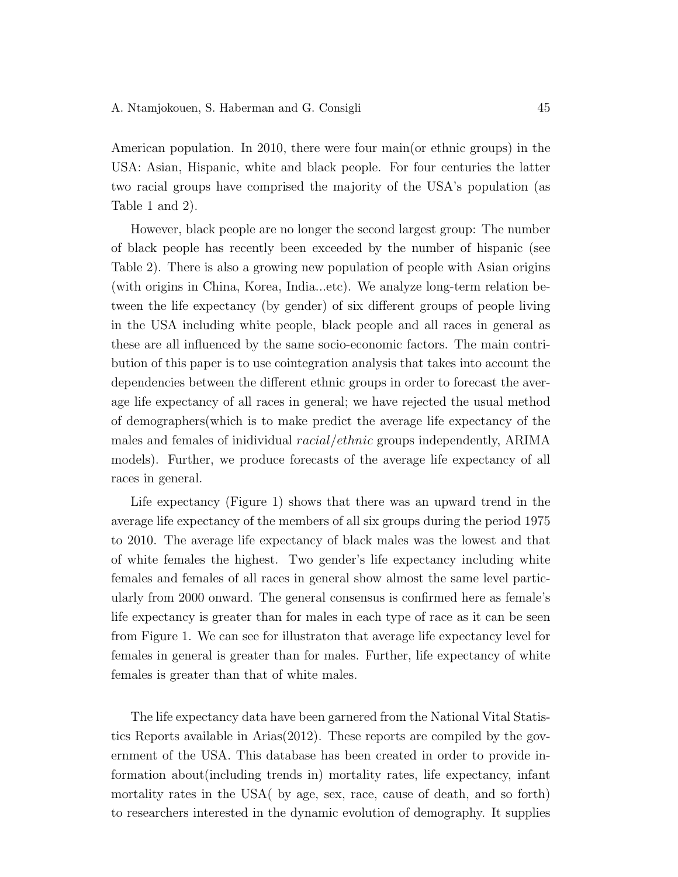American population. In 2010, there were four main(or ethnic groups) in the USA: Asian, Hispanic, white and black people. For four centuries the latter two racial groups have comprised the majority of the USA's population (as Table 1 and 2).

However, black people are no longer the second largest group: The number of black people has recently been exceeded by the number of hispanic (see Table 2). There is also a growing new population of people with Asian origins (with origins in China, Korea, India...etc). We analyze long-term relation between the life expectancy (by gender) of six different groups of people living in the USA including white people, black people and all races in general as these are all influenced by the same socio-economic factors. The main contribution of this paper is to use cointegration analysis that takes into account the dependencies between the different ethnic groups in order to forecast the average life expectancy of all races in general; we have rejected the usual method of demographers(which is to make predict the average life expectancy of the males and females of inidividual *racial/ethnic* groups independently, ARIMA models). Further, we produce forecasts of the average life expectancy of all races in general.

Life expectancy (Figure 1) shows that there was an upward trend in the average life expectancy of the members of all six groups during the period 1975 to 2010. The average life expectancy of black males was the lowest and that of white females the highest. Two gender's life expectancy including white females and females of all races in general show almost the same level particularly from 2000 onward. The general consensus is confirmed here as female's life expectancy is greater than for males in each type of race as it can be seen from Figure 1. We can see for illustraton that average life expectancy level for females in general is greater than for males. Further, life expectancy of white females is greater than that of white males.

The life expectancy data have been garnered from the National Vital Statistics Reports available in Arias(2012). These reports are compiled by the government of the USA. This database has been created in order to provide information about(including trends in) mortality rates, life expectancy, infant mortality rates in the USA( by age, sex, race, cause of death, and so forth) to researchers interested in the dynamic evolution of demography. It supplies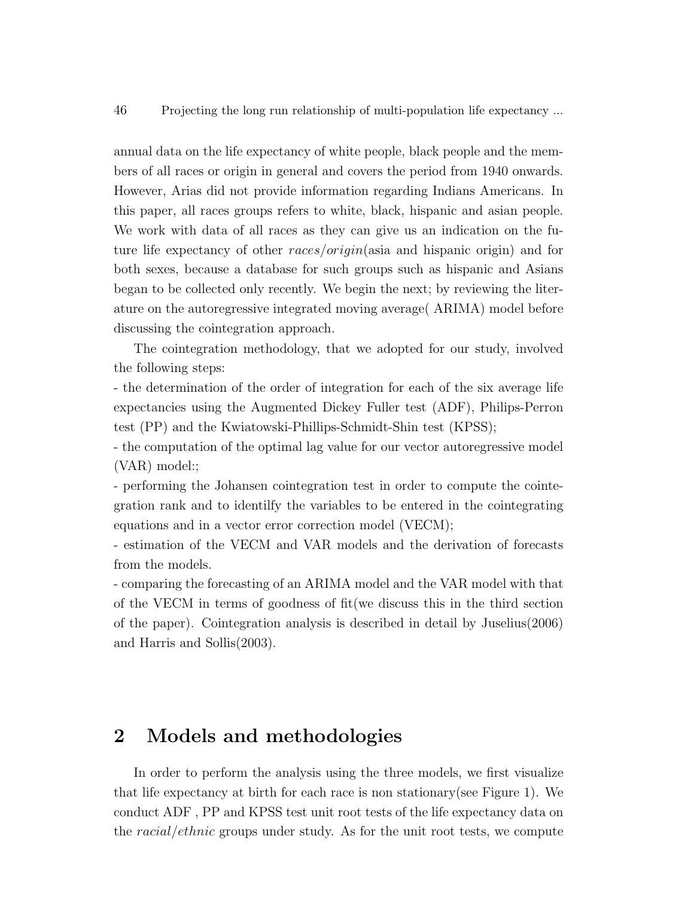annual data on the life expectancy of white people, black people and the members of all races or origin in general and covers the period from 1940 onwards. However, Arias did not provide information regarding Indians Americans. In this paper, all races groups refers to white, black, hispanic and asian people. We work with data of all races as they can give us an indication on the future life expectancy of other *races/origin*(asia and hispanic origin) and for both sexes, because a database for such groups such as hispanic and Asians began to be collected only recently. We begin the next; by reviewing the literature on the autoregressive integrated moving average( ARIMA) model before discussing the cointegration approach.

The cointegration methodology, that we adopted for our study, involved the following steps:

- the determination of the order of integration for each of the six average life expectancies using the Augmented Dickey Fuller test (ADF), Philips-Perron test (PP) and the Kwiatowski-Phillips-Schmidt-Shin test (KPSS);
- the computation of the optimal lag value for our vector autoregressive model (VAR) model:;
- performing the Johansen cointegration test in order to compute the cointegration rank and to identilfy the variables to be entered in the cointegrating equations and in a vector error correction model (VECM);
- estimation of the VECM and VAR models and the derivation of forecasts from the models.
- comparing the forecasting of an ARIMA model and the VAR model with that of the VECM in terms of goodness of fit(we discuss this in the third section of the paper). Cointegration analysis is described in detail by Juselius(2006) and Harris and Sollis(2003).

## 2 Models and methodologies

In order to perform the analysis using the three models, we first visualize that life expectancy at birth for each race is non stationary(see Figure 1). We conduct ADF , PP and KPSS test unit root tests of the life expectancy data on the *racial/ethnic* groups under study. As for the unit root tests, we compute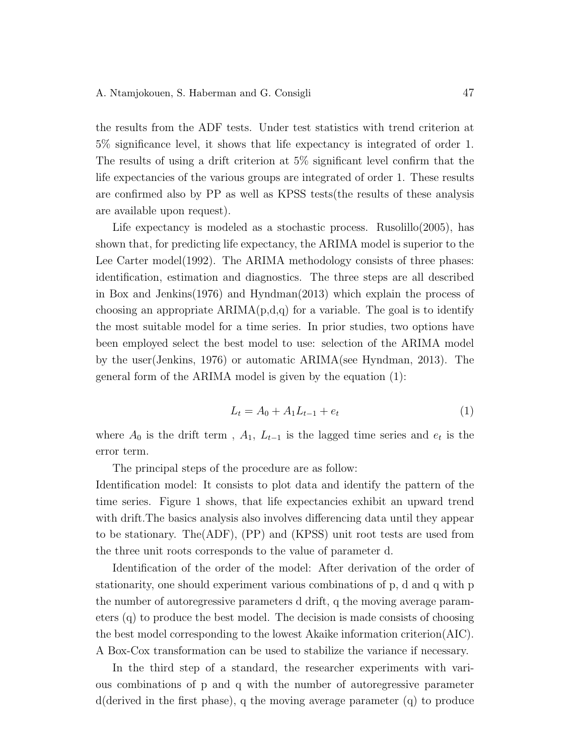the results from the ADF tests. Under test statistics with trend criterion at 5% significance level, it shows that life expectancy is integrated of order 1. The results of using a drift criterion at 5% significant level confirm that the life expectancies of the various groups are integrated of order 1. These results are confirmed also by PP as well as KPSS tests(the results of these analysis are available upon request).

Life expectancy is modeled as a stochastic process. Rusolillo(2005), has shown that, for predicting life expectancy, the ARIMA model is superior to the Lee Carter model(1992). The ARIMA methodology consists of three phases: identification, estimation and diagnostics. The three steps are all described in Box and Jenkins(1976) and Hyndman(2013) which explain the process of choosing an appropriate ARIMA(p,d,q) for a variable. The goal is to identify the most suitable model for a time series. In prior studies, two options have been employed select the best model to use: selection of the ARIMA model by the user(Jenkins, 1976) or automatic ARIMA(see Hyndman, 2013). The general form of the ARIMA model is given by the equation (1):

$$L_t = A_0 + A_1 L_{t-1} + e_t \tag{1}$$

where $A_0$ is the drift term , $A_1$, $L_{t-1}$ is the lagged time series and $e_t$ is the error term.

The principal steps of the procedure are as follow:

Identification model: It consists to plot data and identify the pattern of the time series. Figure 1 shows, that life expectancies exhibit an upward trend with drift.The basics analysis also involves differencing data until they appear to be stationary. The(ADF), (PP) and (KPSS) unit root tests are used from the three unit roots corresponds to the value of parameter d.

Identification of the order of the model: After derivation of the order of stationarity, one should experiment various combinations of p, d and q with p the number of autoregressive parameters d drift, q the moving average parameters (q) to produce the best model. The decision is made consists of choosing the best model corresponding to the lowest Akaike information criterion(AIC). A Box-Cox transformation can be used to stabilize the variance if necessary.

In the third step of a standard, the researcher experiments with various combinations of p and q with the number of autoregressive parameter d(derived in the first phase), q the moving average parameter (q) to produce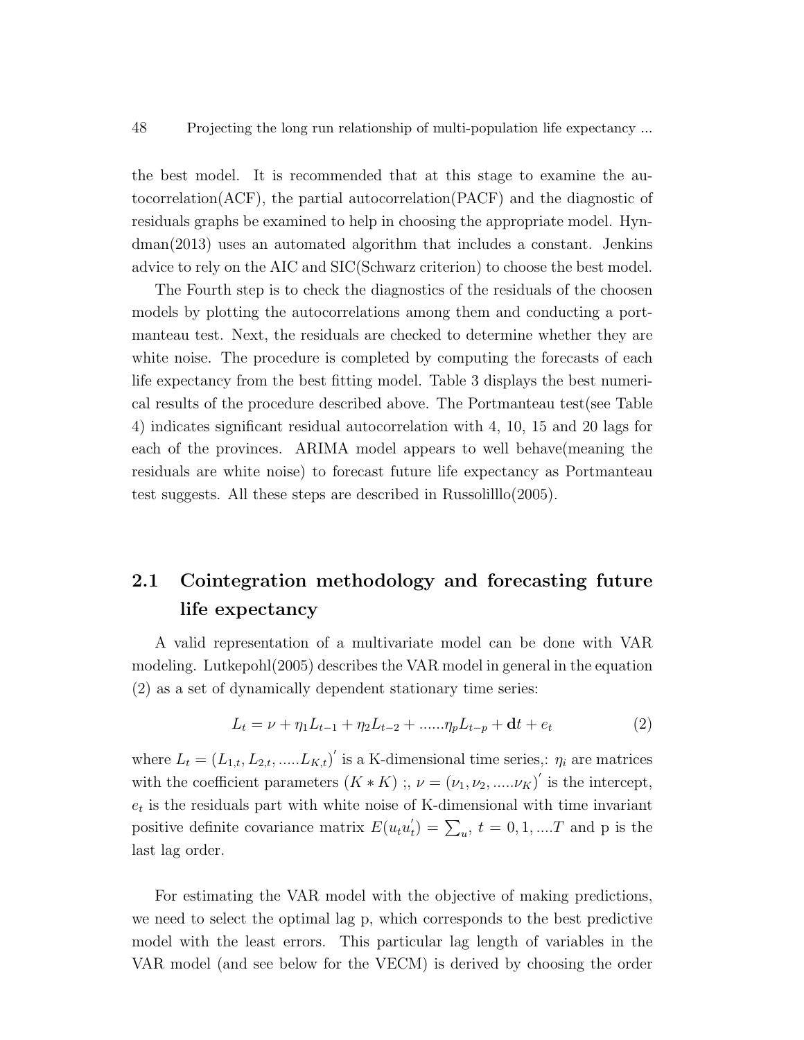the best model. It is recommended that at this stage to examine the autocorrelation(ACF), the partial autocorrelation(PACF) and the diagnostic of residuals graphs be examined to help in choosing the appropriate model. Hyndman(2013) uses an automated algorithm that includes a constant. Jenkins advice to rely on the AIC and SIC(Schwarz criterion) to choose the best model.

The Fourth step is to check the diagnostics of the residuals of the choosen models by plotting the autocorrelations among them and conducting a portmanteau test. Next, the residuals are checked to determine whether they are white noise. The procedure is completed by computing the forecasts of each life expectancy from the best fitting model. Table 3 displays the best numerical results of the procedure described above. The Portmanteau test(see Table 4) indicates significant residual autocorrelation with 4, 10, 15 and 20 lags for each of the provinces. ARIMA model appears to well behave(meaning the residuals are white noise) to forecast future life expectancy as Portmanteau test suggests. All these steps are described in Russolilllo(2005).

## 2.1 Cointegration methodology and forecasting future life expectancy

A valid representation of a multivariate model can be done with VAR modeling. Lutkepohl(2005) describes the VAR model in general in the equation (2) as a set of dynamically dependent stationary time series:

$$L_t = \nu + \eta_1 L_{t-1} + \eta_2 L_{t-2} + ......\eta_p L_{t-p} + \mathbf{d}t + e_t \tag{2}$$

where $L_t = (L_{1,t}, L_{2,t}, .....L_{K,t})^{'}$ is a K-dimensional time series,: $\eta_i$ are matrices with the coefficient parameters $(K * K)$ ;, $\nu = (\nu_1, \nu_2, .....\nu_K)^{'}$ is the intercept, $e_t$ is the residuals part with white noise of K-dimensional with time invariant positive definite covariance matrix $E(u_t u_t^{'}) = \sum_u$, $t = 0, 1, ....T$ and p is the last lag order.

For estimating the VAR model with the objective of making predictions, we need to select the optimal lag p, which corresponds to the best predictive model with the least errors. This particular lag length of variables in the VAR model (and see below for the VECM) is derived by choosing the order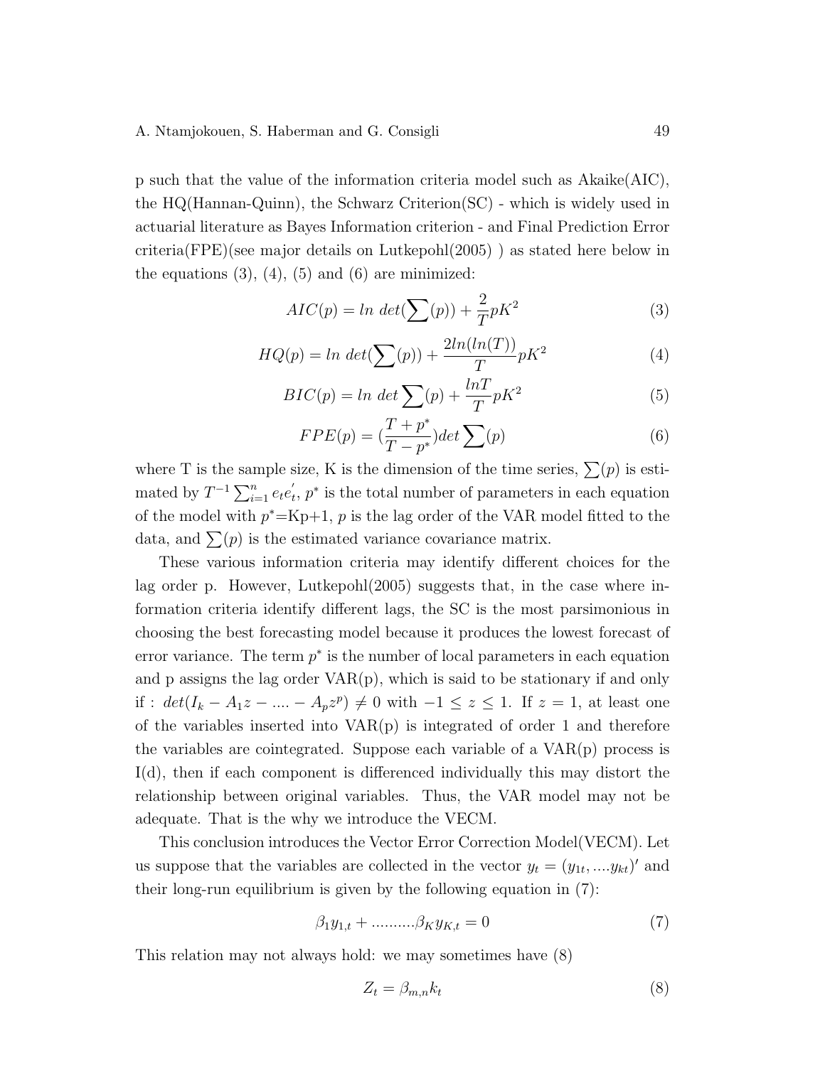p such that the value of the information criteria model such as Akaike(AIC), the HQ(Hannan-Quinn), the Schwarz Criterion(SC) - which is widely used in actuarial literature as Bayes Information criterion - and Final Prediction Error criteria(FPE)(see major details on Lutkepohl(2005) ) as stated here below in the equations (3), (4), (5) and (6) are minimized:

$$AIC(p) = ln\ det(\sum(p)) + \frac{2}{T}pK^2 \tag{3}$$

$$HQ(p) = ln\ det(\sum(p)) + \frac{2ln(ln(T))}{T}pK^2 \tag{4}$$

$$BIC(p) = ln\ det \sum(p) + \frac{lnT}{T}pK^2 \tag{5}$$

$$FPE(p) = (\frac{T+p^*}{T-p^*})det \sum(p) \tag{6}$$

where T is the sample size, K is the dimension of the time series, $\sum(p)$ is estimated by $T^{-1}\sum_{i=1}^{n} e_t e_t^{'}$, $p^*$ is the total number of parameters in each equation of the model with $p^*$=Kp+1, $p$ is the lag order of the VAR model fitted to the data, and $\sum(p)$ is the estimated variance covariance matrix.

These various information criteria may identify different choices for the lag order p. However, Lutkepohl(2005) suggests that, in the case where information criteria identify different lags, the SC is the most parsimonious in choosing the best forecasting model because it produces the lowest forecast of error variance. The term $p^*$ is the number of local parameters in each equation and p assigns the lag order VAR(p), which is said to be stationary if and only if : $det(I_k - A_1 z - .... - A_p z^p) \neq 0$ with $-1 \leq z \leq 1$. If $z = 1$, at least one of the variables inserted into VAR(p) is integrated of order 1 and therefore the variables are cointegrated. Suppose each variable of a VAR(p) process is I(d), then if each component is differenced individually this may distort the relationship between original variables. Thus, the VAR model may not be adequate. That is the why we introduce the VECM.

This conclusion introduces the Vector Error Correction Model(VECM). Let us suppose that the variables are collected in the vector $y_t = (y_{1t}, ....y_{kt})'$ and their long-run equilibrium is given by the following equation in (7):

$$\beta_1 y_{1,t} + ..........\beta_K y_{K,t} = 0 \tag{7}$$

This relation may not always hold: we may sometimes have (8)

$$Z_t = \beta_{m,n} k_t \tag{8}$$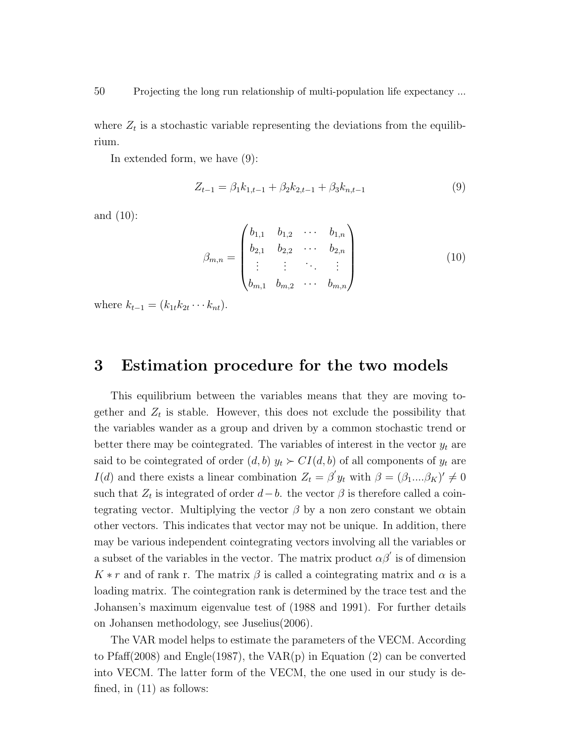where $Z_t$ is a stochastic variable representing the deviations from the equilibrium.

In extended form, we have (9):

$$Z_{t-1} = \beta_1 k_{1,t-1} + \beta_2 k_{2,t-1} + \beta_3 k_{n,t-1} \tag{9}$$

and (10):

$$\beta_{m,n} = \begin{pmatrix} b_{1,1} & b_{1,2} & \cdots & b_{1,n} \\ b_{2,1} & b_{2,2} & \cdots & b_{2,n} \\ \vdots & \vdots & \ddots & \vdots \\ b_{m,1} & b_{m,2} & \cdots & b_{m,n} \end{pmatrix} \tag{10}$$

where $k_{t-1} = (k_{1t} k_{2t} \cdots k_{nt})$.

# 3 Estimation procedure for the two models

This equilibrium between the variables means that they are moving together and $Z_t$ is stable. However, this does not exclude the possibility that the variables wander as a group and driven by a common stochastic trend or better there may be cointegrated. The variables of interest in the vector $y_t$ are said to be cointegrated of order $(d, b)$ $y_t \succ CI(d, b)$ of all components of $y_t$ are $I(d)$ and there exists a linear combination $Z_t = \beta^{'} y_t$ with $\beta = (\beta_1 .... \beta_K)' \neq 0$ such that $Z_t$ is integrated of order $d - b$. the vector $\beta$ is therefore called a cointegrating vector. Multiplying the vector $\beta$ by a non zero constant we obtain other vectors. This indicates that vector may not be unique. In addition, there may be various independent cointegrating vectors involving all the variables or a subset of the variables in the vector. The matrix product $\alpha\beta^{'}$ is of dimension $K * r$ and of rank r. The matrix $\beta$ is called a cointegrating matrix and $\alpha$ is a loading matrix. The cointegration rank is determined by the trace test and the Johansen's maximum eigenvalue test of (1988 and 1991). For further details on Johansen methodology, see Juselius(2006).

The VAR model helps to estimate the parameters of the VECM. According to Pfaff(2008) and Engle(1987), the VAR(p) in Equation (2) can be converted into VECM. The latter form of the VECM, the one used in our study is defined, in (11) as follows: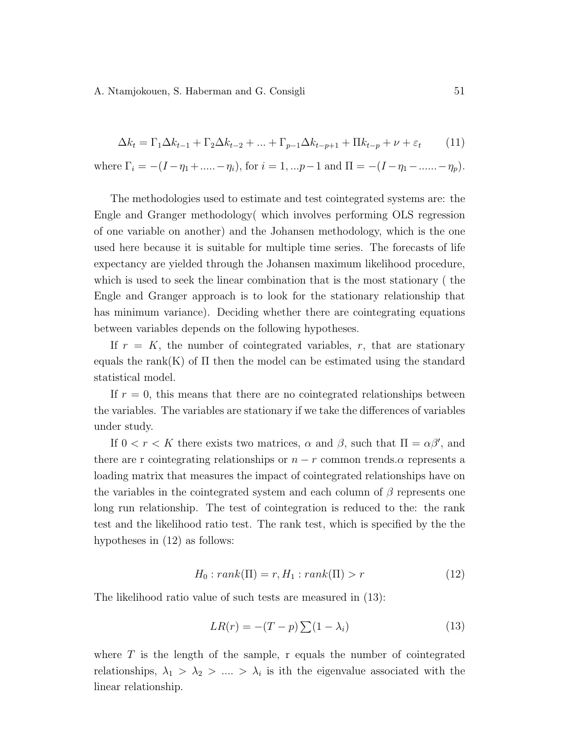$$\Delta k_t = \Gamma_1 \Delta k_{t-1} + \Gamma_2 \Delta k_{t-2} + ... + \Gamma_{p-1} \Delta k_{t-p+1} + \Pi k_{t-p} + \nu + \varepsilon_t \tag{11}$$

where $\Gamma_i = -(I - \eta_1 + ..... - \eta_i)$, for $i = 1, ...p-1$ and $\Pi = -(I - \eta_1 - ...... - \eta_p)$.

The methodologies used to estimate and test cointegrated systems are: the Engle and Granger methodology( which involves performing OLS regression of one variable on another) and the Johansen methodology, which is the one used here because it is suitable for multiple time series. The forecasts of life expectancy are yielded through the Johansen maximum likelihood procedure, which is used to seek the linear combination that is the most stationary ( the Engle and Granger approach is to look for the stationary relationship that has minimum variance). Deciding whether there are cointegrating equations between variables depends on the following hypotheses.

If $r = K$, the number of cointegrated variables, $r$, that are stationary equals the rank(K) of $\Pi$ then the model can be estimated using the standard statistical model.

If $r = 0$, this means that there are no cointegrated relationships between the variables. The variables are stationary if we take the differences of variables under study.

If $0 < r < K$ there exists two matrices, $\alpha$ and $\beta$, such that $\Pi = \alpha\beta'$, and there are r cointegrating relationships or $n - r$ common trends.$\alpha$ represents a loading matrix that measures the impact of cointegrated relationships have on the variables in the cointegrated system and each column of $\beta$ represents one long run relationship. The test of cointegration is reduced to the: the rank test and the likelihood ratio test. The rank test, which is specified by the the hypotheses in (12) as follows:

$$H_0 : rank(\Pi) = r, H_1 : rank(\Pi) > r \tag{12}$$

The likelihood ratio value of such tests are measured in (13):

$$LR(r) = -(T - p) \sum (1 - \lambda_i) \tag{13}$$

where $T$ is the length of the sample, r equals the number of cointegrated relationships, $\lambda_1 > \lambda_2 > .... > \lambda_i$ is ith the eigenvalue associated with the linear relationship.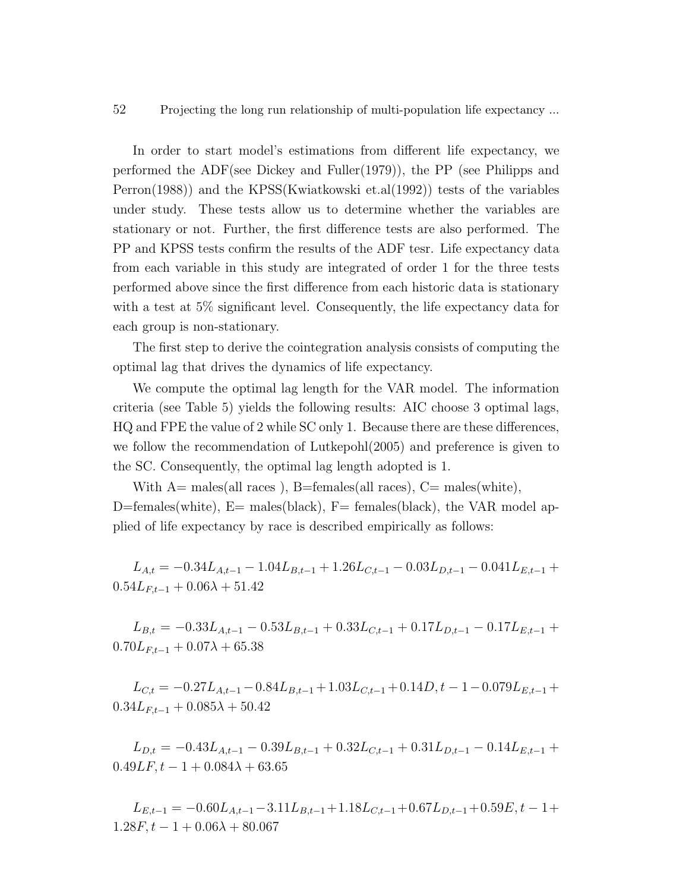In order to start model's estimations from different life expectancy, we performed the ADF(see Dickey and Fuller(1979)), the PP (see Philipps and Perron(1988)) and the KPSS(Kwiatkowski et.al(1992)) tests of the variables under study. These tests allow us to determine whether the variables are stationary or not. Further, the first difference tests are also performed. The PP and KPSS tests confirm the results of the ADF tesr. Life expectancy data from each variable in this study are integrated of order 1 for the three tests performed above since the first difference from each historic data is stationary with a test at 5% significant level. Consequently, the life expectancy data for each group is non-stationary.

The first step to derive the cointegration analysis consists of computing the optimal lag that drives the dynamics of life expectancy.

We compute the optimal lag length for the VAR model. The information criteria (see Table 5) yields the following results: AIC choose 3 optimal lags, HQ and FPE the value of 2 while SC only 1. Because there are these differences, we follow the recommendation of Lutkepohl(2005) and preference is given to the SC. Consequently, the optimal lag length adopted is 1.

With A= males(all races ), B=females(all races), C= males(white), D=females(white), E= males(black), F= females(black), the VAR model applied of life expectancy by race is described empirically as follows:

$$L_{A,t} = -0.34L_{A,t-1} - 1.04L_{B,t-1} + 1.26L_{C,t-1} - 0.03L_{D,t-1} - 0.041L_{E,t-1} + 0.54L_{F,t-1} + 0.06\lambda + 51.42$$

$$L_{B,t} = -0.33L_{A,t-1} - 0.53L_{B,t-1} + 0.33L_{C,t-1} + 0.17L_{D,t-1} - 0.17L_{E,t-1} + 0.70L_{F,t-1} + 0.07\lambda + 65.38$$

$$L_{C,t} = -0.27L_{A,t-1} - 0.84L_{B,t-1} + 1.03L_{C,t-1} + 0.14D, t-1 - 0.079L_{E,t-1} + 0.34L_{F,t-1} + 0.085\lambda + 50.42$$

$$L_{D,t} = -0.43L_{A,t-1} - 0.39L_{B,t-1} + 0.32L_{C,t-1} + 0.31L_{D,t-1} - 0.14L_{E,t-1} + 0.49LF, t-1 + 0.084\lambda + 63.65$$

$$L_{E,t-1} = -0.60L_{A,t-1} - 3.11L_{B,t-1} + 1.18L_{C,t-1} + 0.67L_{D,t-1} + 0.59E, t-1 + 1.28F, t-1 + 0.06\lambda + 80.067$$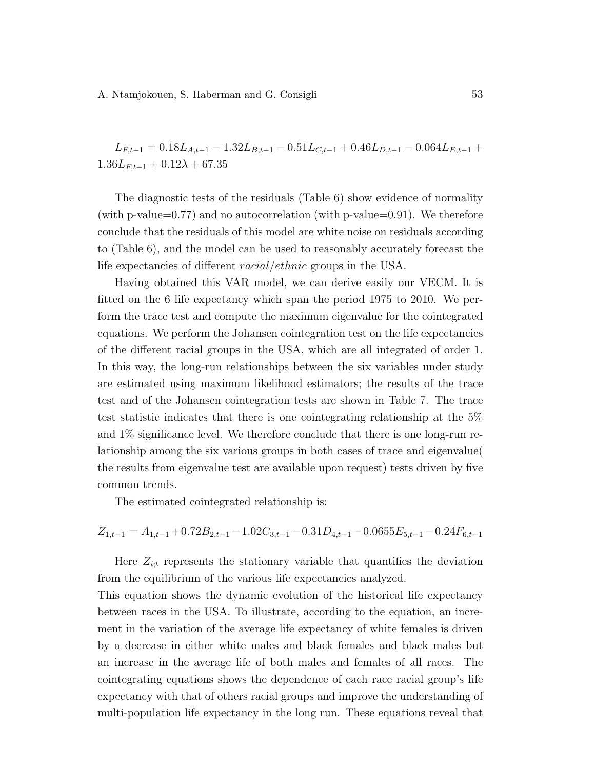$L_{F,t-1} = 0.18L_{A,t-1} - 1.32L_{B,t-1} - 0.51L_{C,t-1} + 0.46L_{D,t-1} - 0.064L_{E,t-1} + 1.36L_{F,t-1} + 0.12\lambda + 67.35$

The diagnostic tests of the residuals (Table 6) show evidence of normality (with p-value=0.77) and no autocorrelation (with p-value=0.91). We therefore conclude that the residuals of this model are white noise on residuals according to (Table 6), and the model can be used to reasonably accurately forecast the life expectancies of different *racial/ethnic* groups in the USA.

Having obtained this VAR model, we can derive easily our VECM. It is fitted on the 6 life expectancy which span the period 1975 to 2010. We perform the trace test and compute the maximum eigenvalue for the cointegrated equations. We perform the Johansen cointegration test on the life expectancies of the different racial groups in the USA, which are all integrated of order 1. In this way, the long-run relationships between the six variables under study are estimated using maximum likelihood estimators; the results of the trace test and of the Johansen cointegration tests are shown in Table 7. The trace test statistic indicates that there is one cointegrating relationship at the 5% and 1% significance level. We therefore conclude that there is one long-run relationship among the six various groups in both cases of trace and eigenvalue( the results from eigenvalue test are available upon request) tests driven by five common trends.

The estimated cointegrated relationship is:

$$Z_{1,t-1} = A_{1,t-1} + 0.72B_{2,t-1} - 1.02C_{3,t-1} - 0.31D_{4,t-1} - 0.0655E_{5,t-1} - 0.24F_{6,t-1}$$

Here $Z_{i;t}$ represents the stationary variable that quantifies the deviation from the equilibrium of the various life expectancies analyzed.

This equation shows the dynamic evolution of the historical life expectancy between races in the USA. To illustrate, according to the equation, an increment in the variation of the average life expectancy of white females is driven by a decrease in either white males and black females and black males but an increase in the average life of both males and females of all races. The cointegrating equations shows the dependence of each race racial group's life expectancy with that of others racial groups and improve the understanding of multi-population life expectancy in the long run. These equations reveal that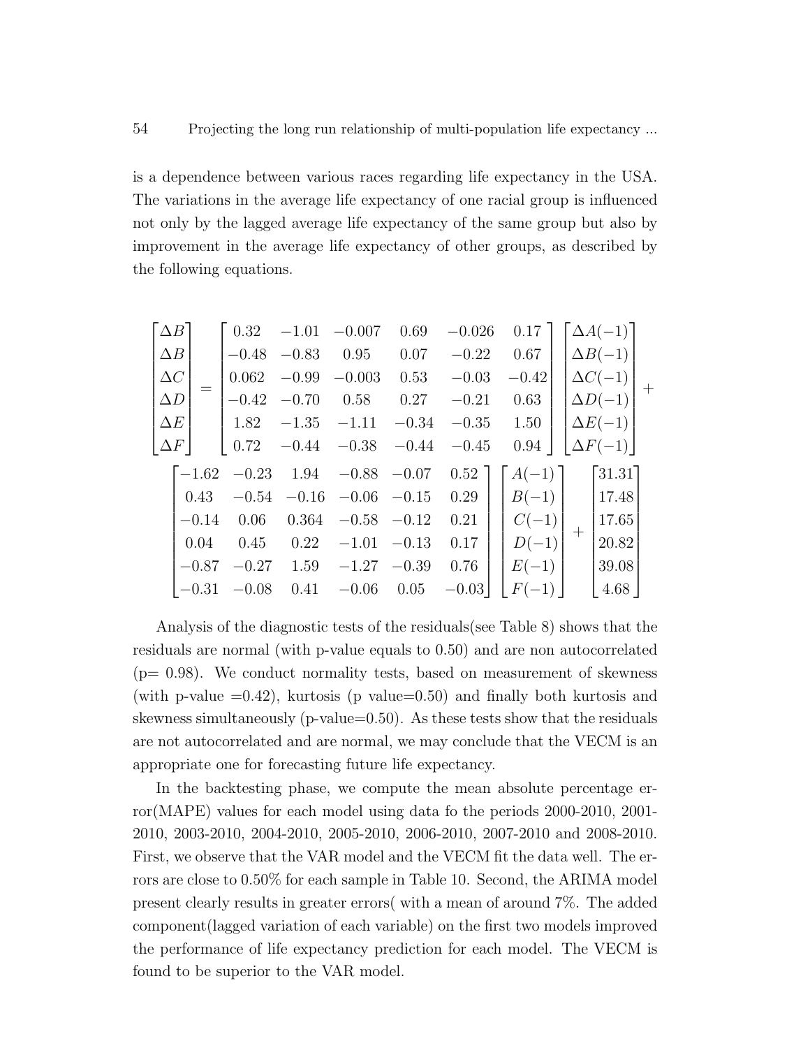is a dependence between various races regarding life expectancy in the USA. The variations in the average life expectancy of one racial group is influenced not only by the lagged average life expectancy of the same group but also by improvement in the average life expectancy of other groups, as described by the following equations.

$$
\begin{bmatrix} \Delta B \\ \Delta B \\ \Delta C \\ \Delta D \\ \Delta E \\ \Delta F \end{bmatrix} = \begin{bmatrix} 0.32 & -1.01 & -0.007 & 0.69 & -0.026 & 0.17 \\ -0.48 & -0.83 & 0.95 & 0.07 & -0.22 & 0.67 \\ 0.062 & -0.99 & -0.003 & 0.53 & -0.03 & -0.42 \\ -0.42 & -0.70 & 0.58 & 0.27 & -0.21 & 0.63 \\ 1.82 & -1.35 & -1.11 & -0.34 & -0.35 & 1.50 \\ 0.72 & -0.44 & -0.38 & -0.44 & -0.45 & 0.94 \end{bmatrix} \begin{bmatrix} \Delta A(-1) \\ \Delta B(-1) \\ \Delta C(-1) \\ \Delta D(-1) \\ \Delta E(-1) \\ \Delta F(-1) \end{bmatrix} +
$$

$$
\begin{bmatrix} -1.62 & -0.23 & 1.94 & -0.88 & -0.07 & 0.52 \\ 0.43 & -0.54 & -0.16 & -0.06 & -0.15 & 0.29 \\ -0.14 & 0.06 & 0.364 & -0.58 & -0.12 & 0.21 \\ 0.04 & 0.45 & 0.22 & -1.01 & -0.13 & 0.17 \\ -0.87 & -0.27 & 1.59 & -1.27 & -0.39 & 0.76 \\ -0.31 & -0.08 & 0.41 & -0.06 & 0.05 & -0.03 \end{bmatrix} \begin{bmatrix} A(-1) \\ B(-1) \\ C(-1) \\ D(-1) \\ E(-1) \\ F(-1) \end{bmatrix} + \begin{bmatrix} 31.31 \\ 17.48 \\ 17.65 \\ 20.82 \\ 39.08 \\ 4.68 \end{bmatrix}
$$

Analysis of the diagnostic tests of the residuals(see Table 8) shows that the residuals are normal (with p-value equals to 0.50) and are non autocorrelated (p= 0.98). We conduct normality tests, based on measurement of skewness (with p-value =0.42), kurtosis (p value=0.50) and finally both kurtosis and skewness simultaneously (p-value=0.50). As these tests show that the residuals are not autocorrelated and are normal, we may conclude that the VECM is an appropriate one for forecasting future life expectancy.

In the backtesting phase, we compute the mean absolute percentage error(MAPE) values for each model using data fo the periods 2000-2010, 2001-2010, 2003-2010, 2004-2010, 2005-2010, 2006-2010, 2007-2010 and 2008-2010. First, we observe that the VAR model and the VECM fit the data well. The errors are close to 0.50% for each sample in Table 10. Second, the ARIMA model present clearly results in greater errors( with a mean of around 7%. The added component(lagged variation of each variable) on the first two models improved the performance of life expectancy prediction for each model. The VECM is found to be superior to the VAR model.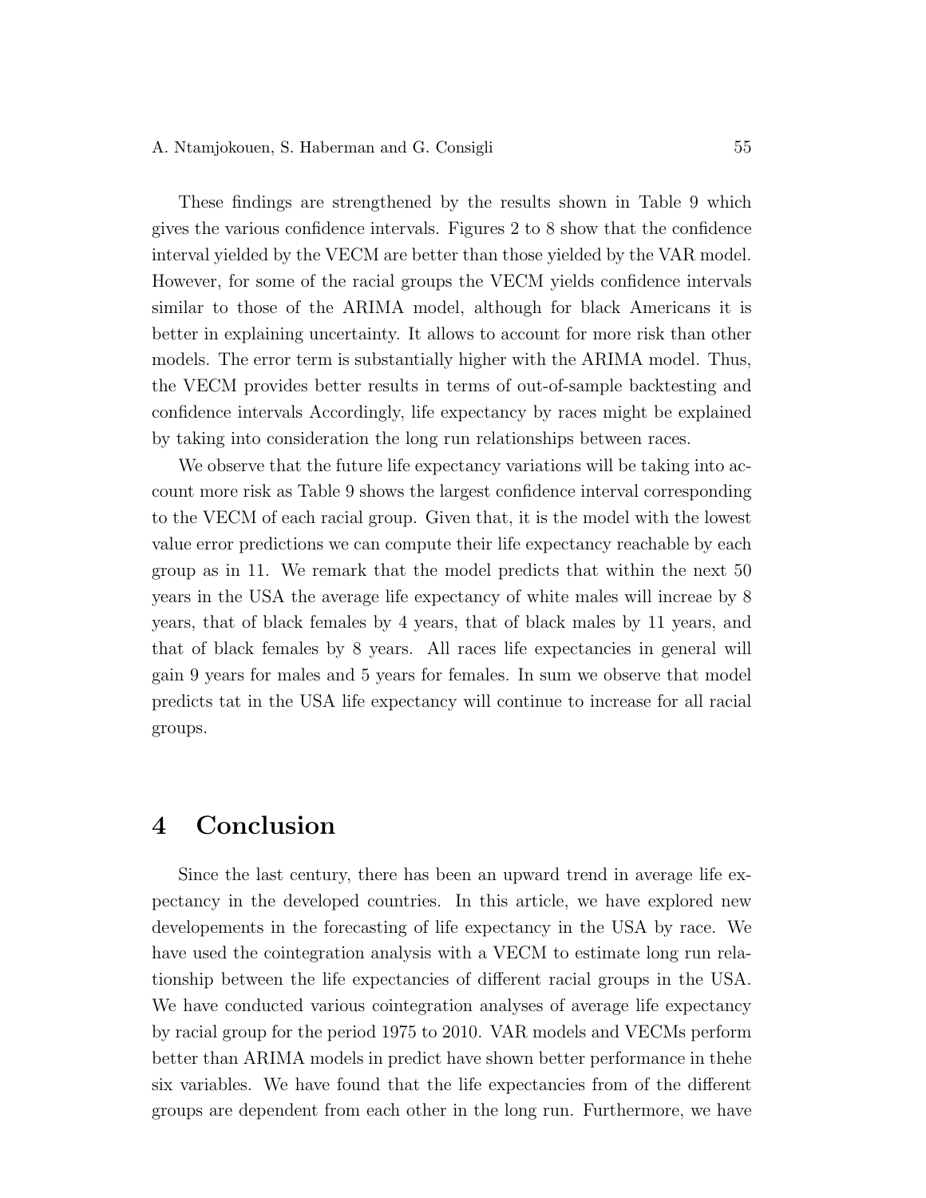These findings are strengthened by the results shown in Table 9 which gives the various confidence intervals. Figures 2 to 8 show that the confidence interval yielded by the VECM are better than those yielded by the VAR model. However, for some of the racial groups the VECM yields confidence intervals similar to those of the ARIMA model, although for black Americans it is better in explaining uncertainty. It allows to account for more risk than other models. The error term is substantially higher with the ARIMA model. Thus, the VECM provides better results in terms of out-of-sample backtesting and confidence intervals Accordingly, life expectancy by races might be explained by taking into consideration the long run relationships between races.

We observe that the future life expectancy variations will be taking into account more risk as Table 9 shows the largest confidence interval corresponding to the VECM of each racial group. Given that, it is the model with the lowest value error predictions we can compute their life expectancy reachable by each group as in 11. We remark that the model predicts that within the next 50 years in the USA the average life expectancy of white males will increae by 8 years, that of black females by 4 years, that of black males by 11 years, and that of black females by 8 years. All races life expectancies in general will gain 9 years for males and 5 years for females. In sum we observe that model predicts tat in the USA life expectancy will continue to increase for all racial groups.

# 4 Conclusion

Since the last century, there has been an upward trend in average life expectancy in the developed countries. In this article, we have explored new developements in the forecasting of life expectancy in the USA by race. We have used the cointegration analysis with a VECM to estimate long run relationship between the life expectancies of different racial groups in the USA. We have conducted various cointegration analyses of average life expectancy by racial group for the period 1975 to 2010. VAR models and VECMs perform better than ARIMA models in predict have shown better performance in thehe six variables. We have found that the life expectancies from of the different groups are dependent from each other in the long run. Furthermore, we have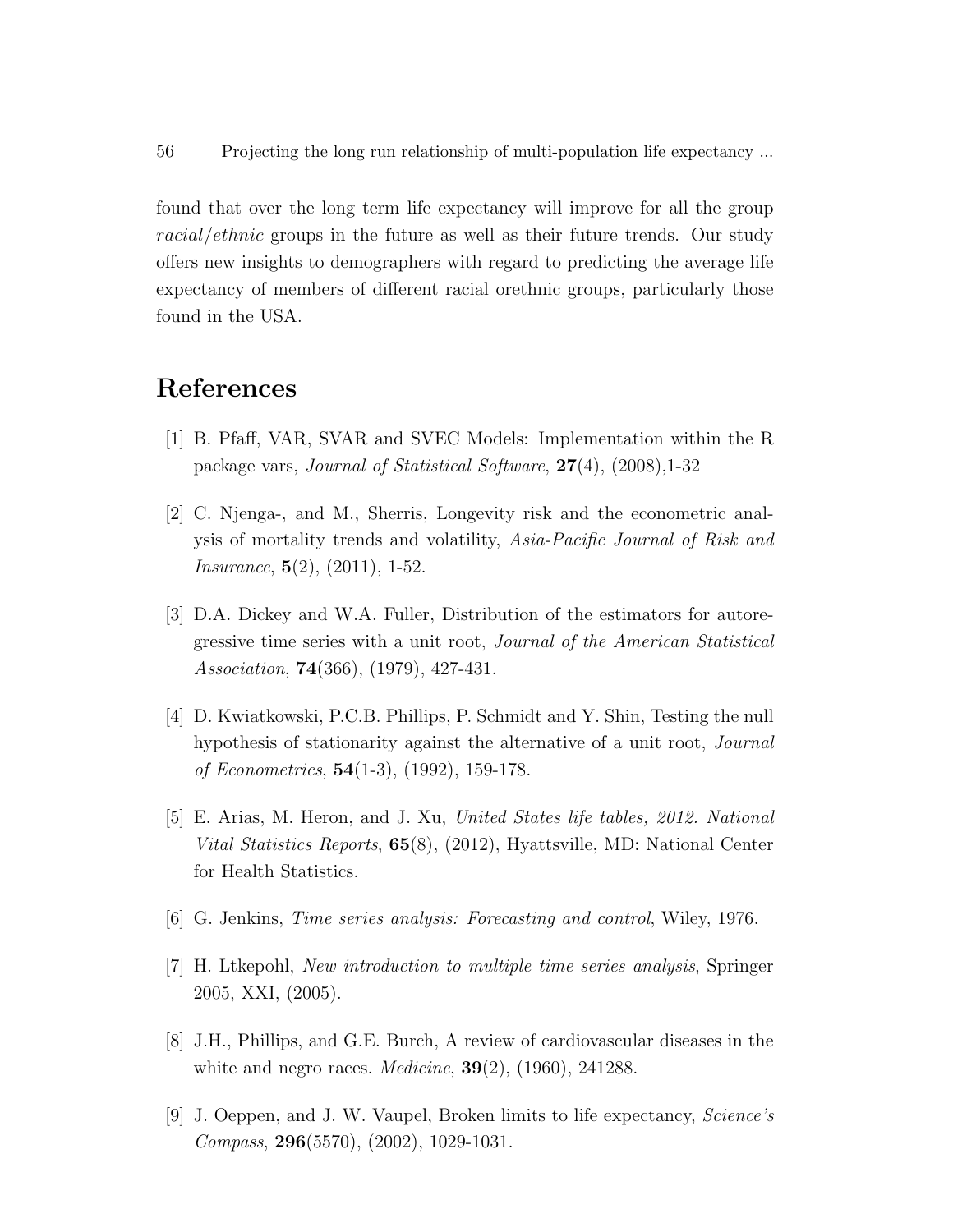found that over the long term life expectancy will improve for all the group *racial/ethnic* groups in the future as well as their future trends. Our study offers new insights to demographers with regard to predicting the average life expectancy of members of different racial orethnic groups, particularly those found in the USA.

# References

[1] B. Pfaff, VAR, SVAR and SVEC Models: Implementation within the R package vars, *Journal of Statistical Software*, **27**(4), (2008),1-32

[2] C. Njenga-, and M., Sherris, Longevity risk and the econometric analysis of mortality trends and volatility, *Asia-Pacific Journal of Risk and Insurance*, **5**(2), (2011), 1-52.

[3] D.A. Dickey and W.A. Fuller, Distribution of the estimators for autoregressive time series with a unit root, *Journal of the American Statistical Association*, **74**(366), (1979), 427-431.

[4] D. Kwiatkowski, P.C.B. Phillips, P. Schmidt and Y. Shin, Testing the null hypothesis of stationarity against the alternative of a unit root, *Journal of Econometrics*, **54**(1-3), (1992), 159-178.

[5] E. Arias, M. Heron, and J. Xu, *United States life tables, 2012. National Vital Statistics Reports*, **65**(8), (2012), Hyattsville, MD: National Center for Health Statistics.

[6] G. Jenkins, *Time series analysis: Forecasting and control*, Wiley, 1976.

[7] H. Ltkepohl, *New introduction to multiple time series analysis*, Springer 2005, XXI, (2005).

[8] J.H., Phillips, and G.E. Burch, A review of cardiovascular diseases in the white and negro races. *Medicine*, **39**(2), (1960), 241288.

[9] J. Oeppen, and J. W. Vaupel, Broken limits to life expectancy, *Science's Compass*, **296**(5570), (2002), 1029-1031.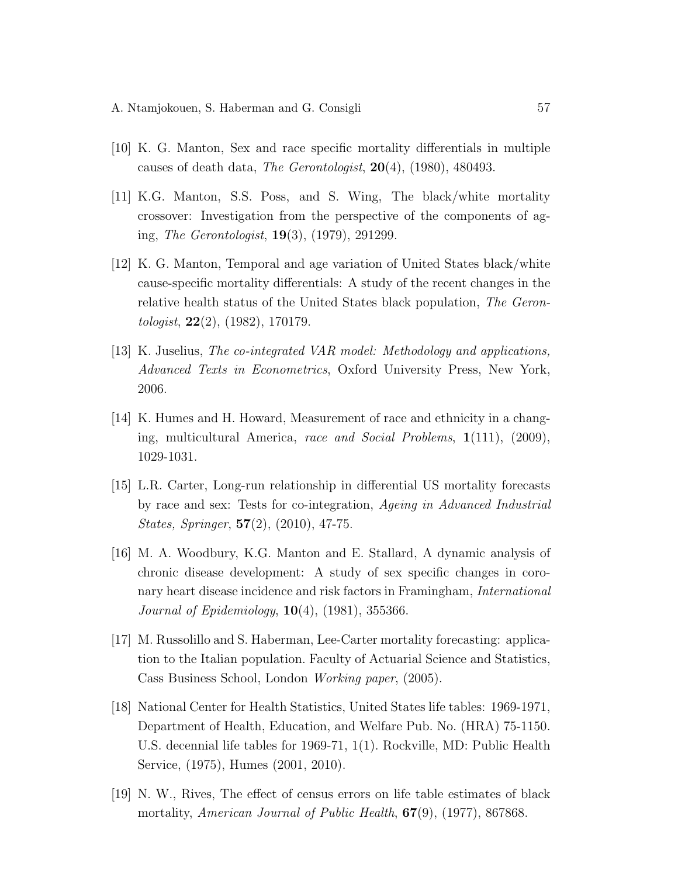[10] K. G. Manton, Sex and race specific mortality differentials in multiple causes of death data, *The Gerontologist*, **20**(4), (1980), 480493.

[11] K.G. Manton, S.S. Poss, and S. Wing, The black/white mortality crossover: Investigation from the perspective of the components of aging, *The Gerontologist*, **19**(3), (1979), 291299.

[12] K. G. Manton, Temporal and age variation of United States black/white cause-specific mortality differentials: A study of the recent changes in the relative health status of the United States black population, *The Gerontologist*, **22**(2), (1982), 170179.

[13] K. Juselius, *The co-integrated VAR model: Methodology and applications, Advanced Texts in Econometrics*, Oxford University Press, New York, 2006.

[14] K. Humes and H. Howard, Measurement of race and ethnicity in a changing, multicultural America, *race and Social Problems*, **1**(111), (2009), 1029-1031.

[15] L.R. Carter, Long-run relationship in differential US mortality forecasts by race and sex: Tests for co-integration, *Ageing in Advanced Industrial States, Springer*, **57**(2), (2010), 47-75.

[16] M. A. Woodbury, K.G. Manton and E. Stallard, A dynamic analysis of chronic disease development: A study of sex specific changes in coronary heart disease incidence and risk factors in Framingham, *International Journal of Epidemiology*, **10**(4), (1981), 355366.

[17] M. Russolillo and S. Haberman, Lee-Carter mortality forecasting: application to the Italian population. Faculty of Actuarial Science and Statistics, Cass Business School, London *Working paper*, (2005).

[18] National Center for Health Statistics, United States life tables: 1969-1971, Department of Health, Education, and Welfare Pub. No. (HRA) 75-1150. U.S. decennial life tables for 1969-71, 1(1). Rockville, MD: Public Health Service, (1975), Humes (2001, 2010).

[19] N. W., Rives, The effect of census errors on life table estimates of black mortality, *American Journal of Public Health*, **67**(9), (1977), 867868.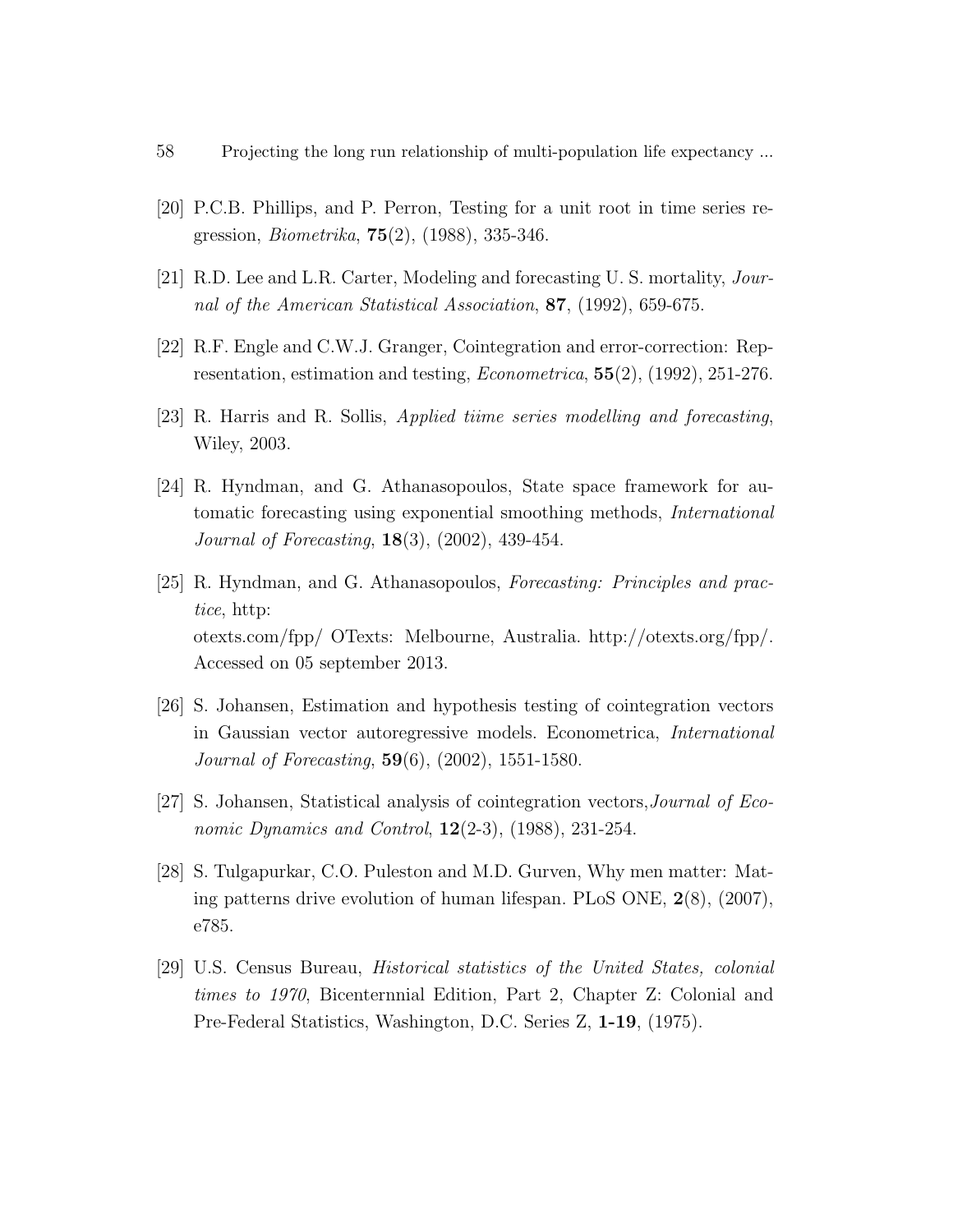[20] P.C.B. Phillips, and P. Perron, Testing for a unit root in time series regression, *Biometrika*, **75**(2), (1988), 335-346.

[21] R.D. Lee and L.R. Carter, Modeling and forecasting U. S. mortality, *Journal of the American Statistical Association*, **87**, (1992), 659-675.

[22] R.F. Engle and C.W.J. Granger, Cointegration and error-correction: Representation, estimation and testing, *Econometrica*, **55**(2), (1992), 251-276.

[23] R. Harris and R. Sollis, *Applied tiime series modelling and forecasting*, Wiley, 2003.

[24] R. Hyndman, and G. Athanasopoulos, State space framework for automatic forecasting using exponential smoothing methods, *International Journal of Forecasting*, **18**(3), (2002), 439-454.

[25] R. Hyndman, and G. Athanasopoulos, *Forecasting: Principles and practice*, http:
otexts.com/fpp/ OTexts: Melbourne, Australia. http://otexts.org/fpp/. Accessed on 05 september 2013.

[26] S. Johansen, Estimation and hypothesis testing of cointegration vectors in Gaussian vector autoregressive models. Econometrica, *International Journal of Forecasting*, **59**(6), (2002), 1551-1580.

[27] S. Johansen, Statistical analysis of cointegration vectors,*Journal of Economic Dynamics and Control*, **12**(2-3), (1988), 231-254.

[28] S. Tulgapurkar, C.O. Puleston and M.D. Gurven, Why men matter: Mating patterns drive evolution of human lifespan. PLoS ONE, **2**(8), (2007), e785.

[29] U.S. Census Bureau, *Historical statistics of the United States, colonial times to 1970*, Bicenternnial Edition, Part 2, Chapter Z: Colonial and Pre-Federal Statistics, Washington, D.C. Series Z, **1-19**, (1975).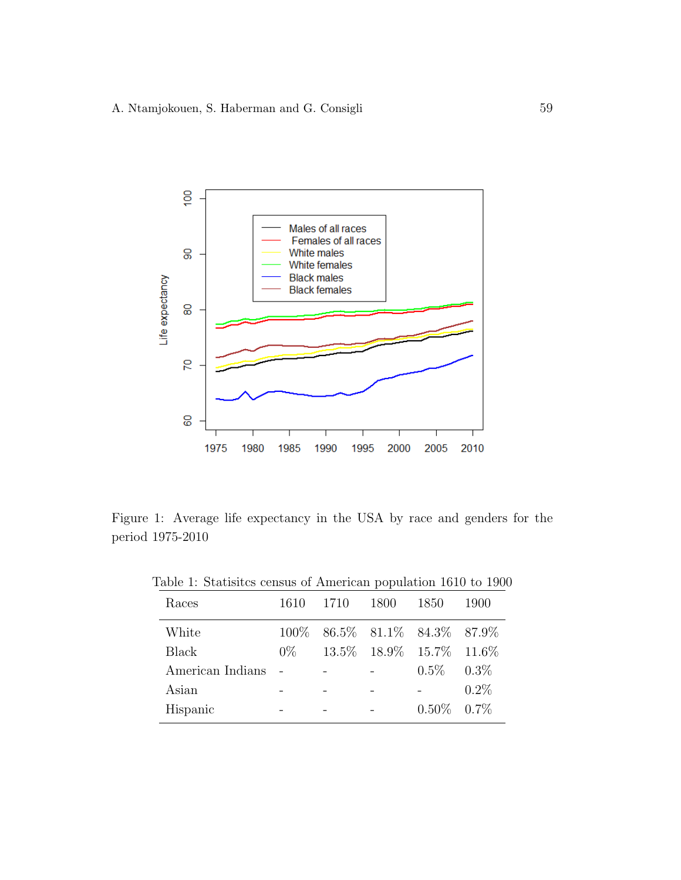Figure 1: Average life expectancy in the USA by race and genders for the period 1975-2010

Table 1: Statisitcs census of American population 1610 to 1900

| Races | 1610 | 1710 | 1800 | 1850 | 1900 |
|---|---|---|---|---|---|
| White | 100% | 86.5% | 81.1% | 84.3% | 87.9% |
| Black | 0% | 13.5% | 18.9% | 15.7% | 11.6% |
| American Indians | - | - | - | 0.5% | 0.3% |
| Asian | - | - | - | - | 0.2% |
| Hispanic | - | - | - | 0.50% | 0.7% |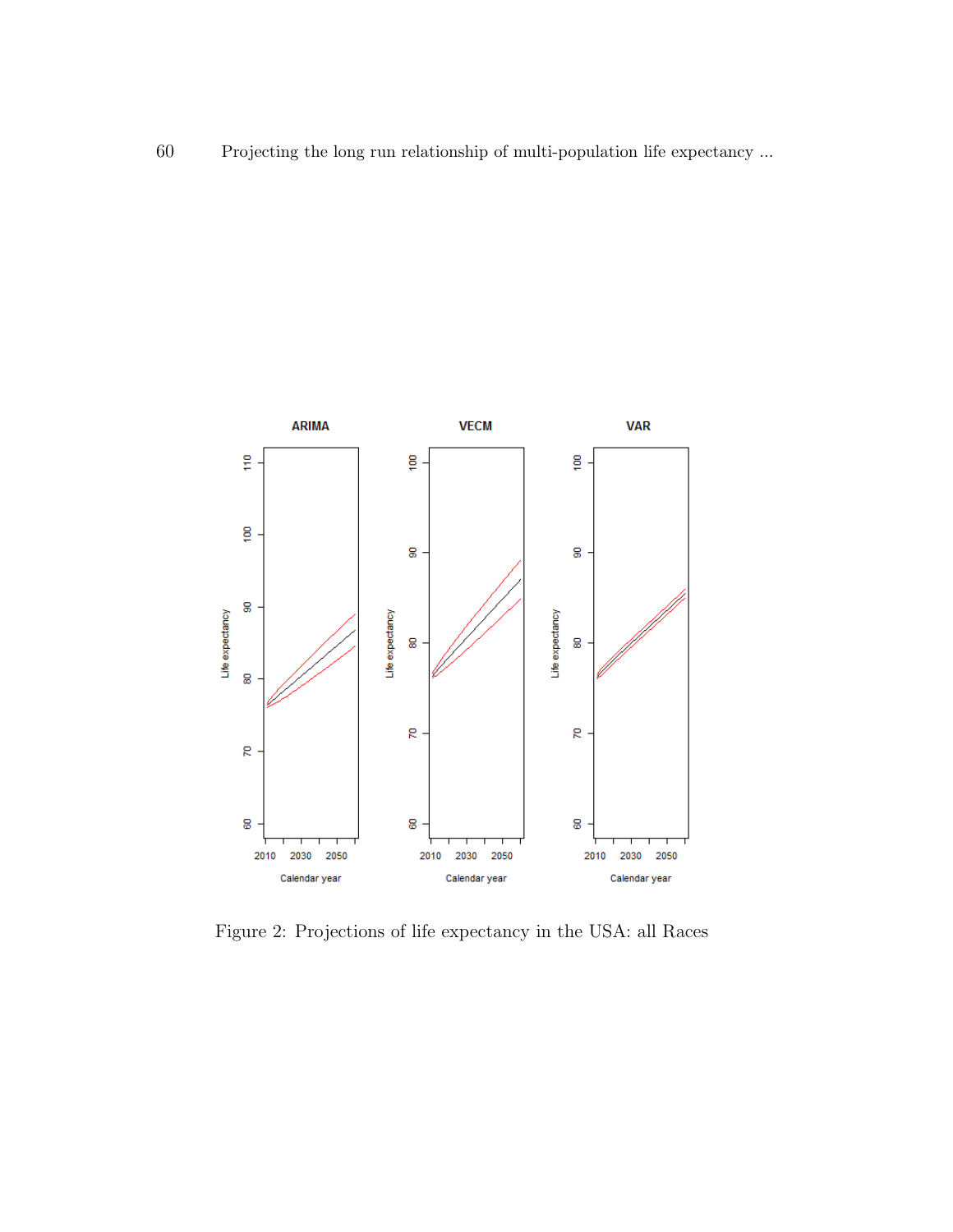Figure 2: Projections of life expectancy in the USA: all Races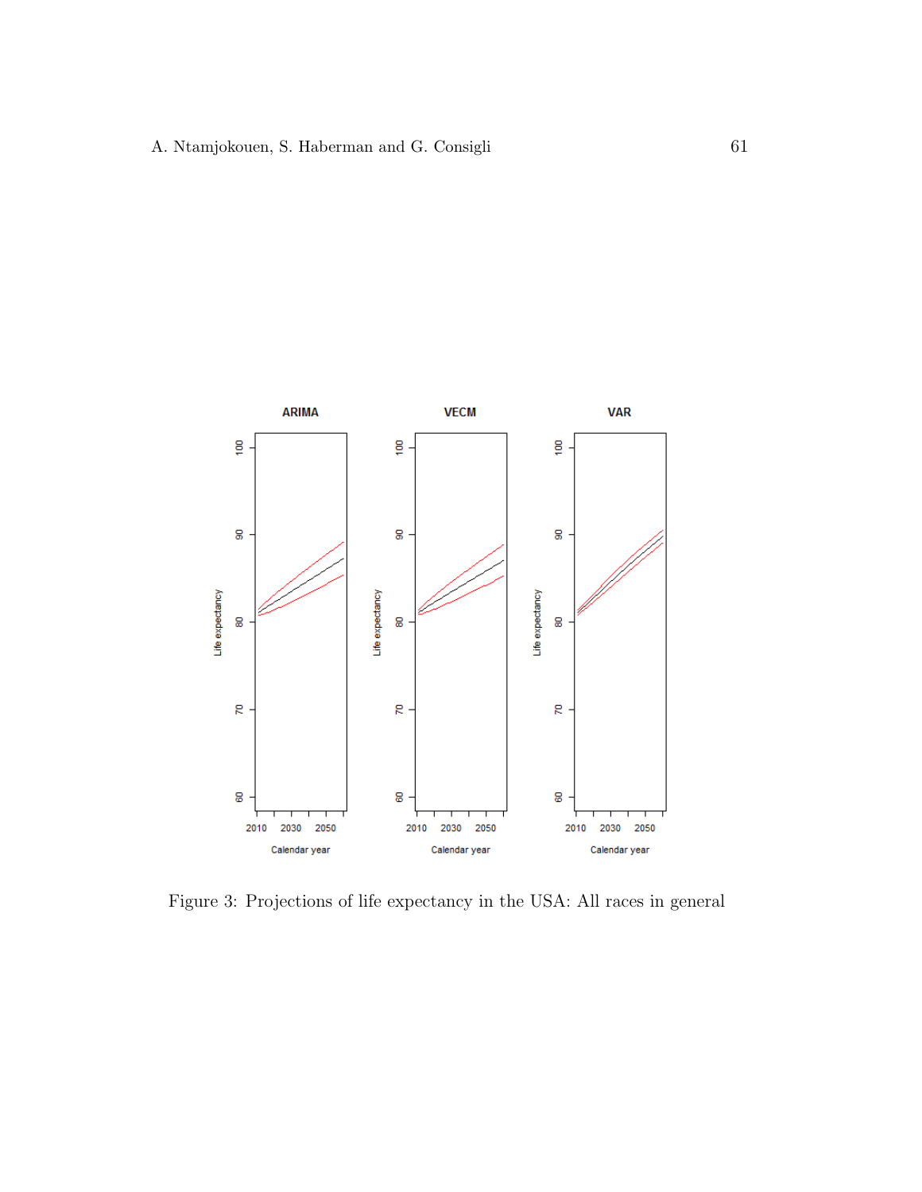Figure 3: Projections of life expectancy in the USA: All races in general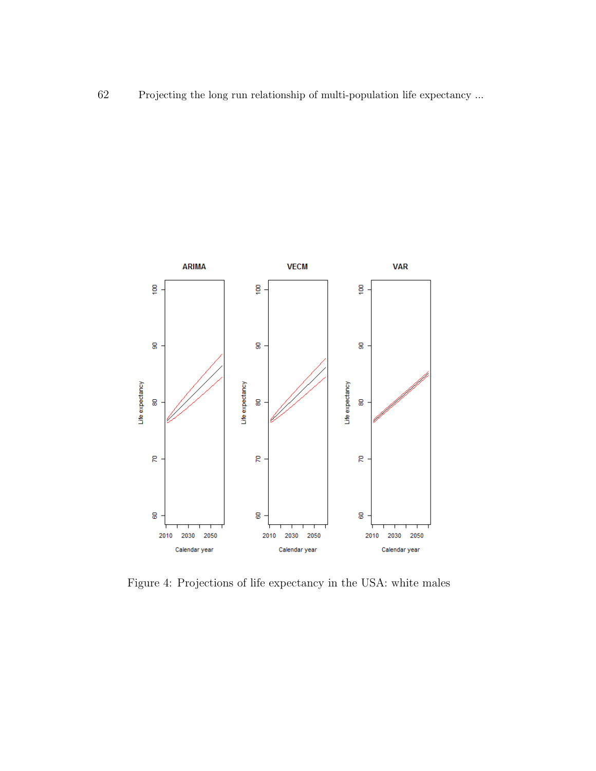Figure 4: Projections of life expectancy in the USA: white males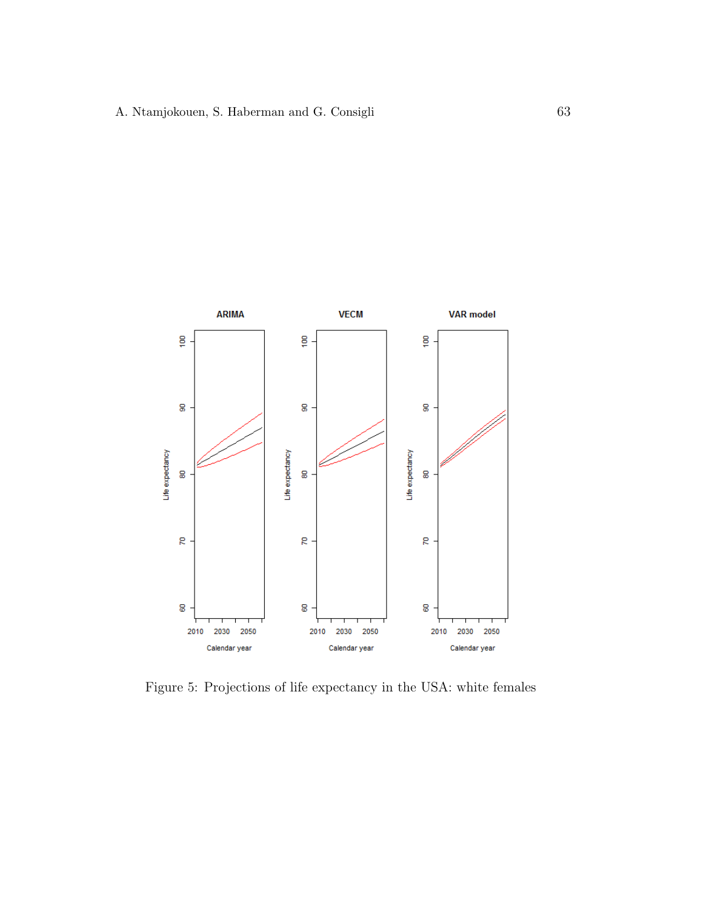Figure 5: Projections of life expectancy in the USA: white females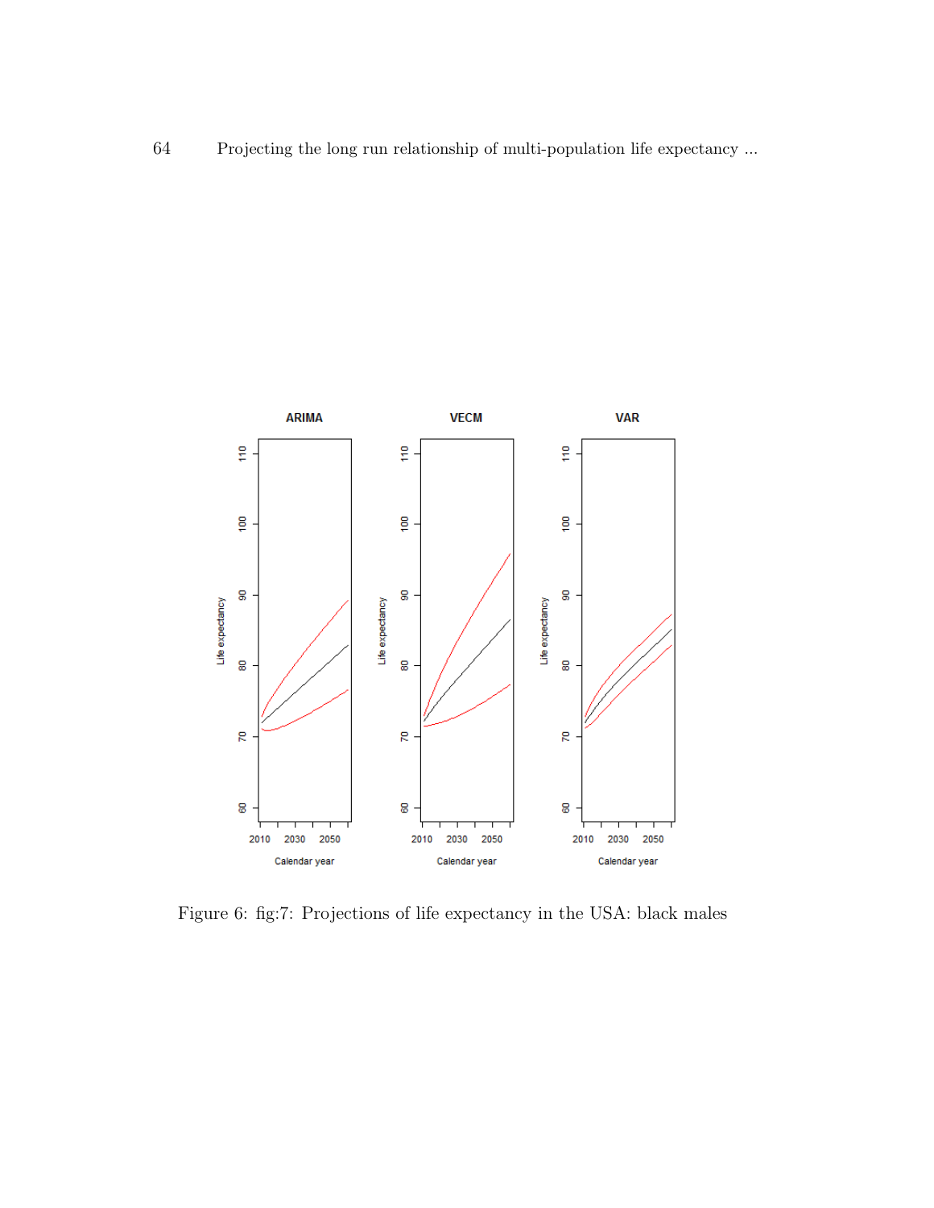Figure 6: fig:7: Projections of life expectancy in the USA: black males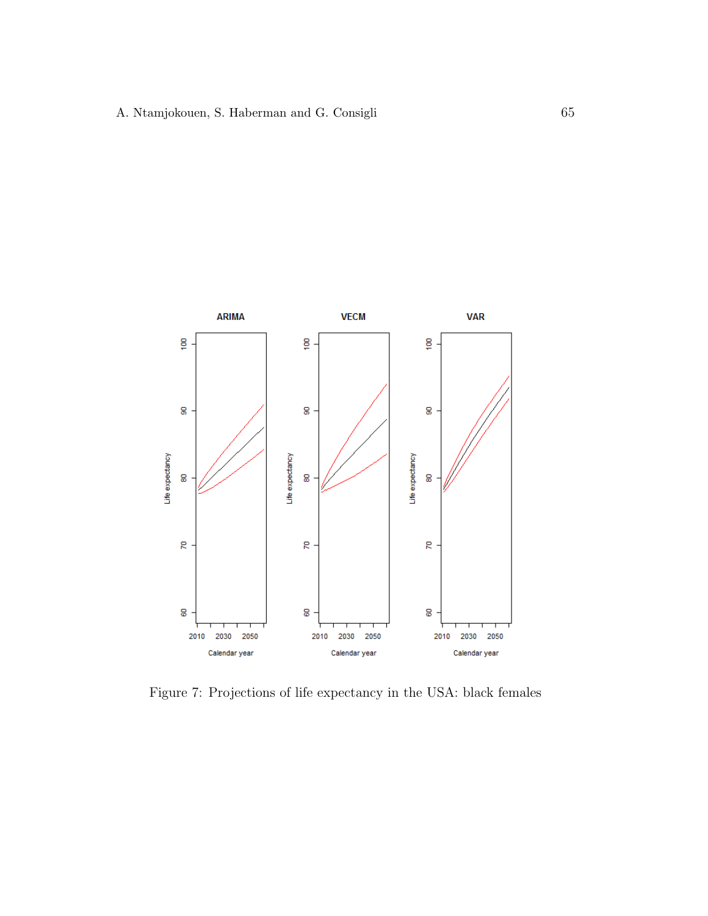Figure 7: Projections of life expectancy in the USA: black females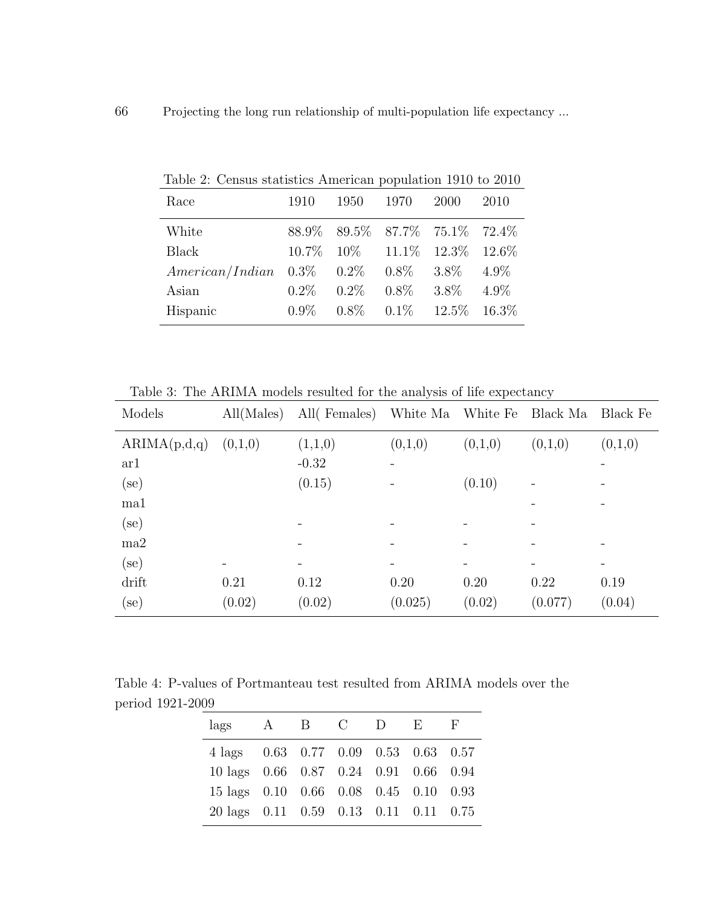Table 2: Census statistics American population 1910 to 2010

| Race | 1910 | 1950 | 1970 | 2000 | 2010 |
|---|---|---|---|---|---|
| White | 88.9% | 89.5% | 87.7% | 75.1% | 72.4% |
| Black | 10.7% | 10% | 11.1% | 12.3% | 12.6% |
| *American/Indian* | 0.3% | 0.2% | 0.8% | 3.8% | 4.9% |
| Asian | 0.2% | 0.2% | 0.8% | 3.8% | 4.9% |
| Hispanic | 0.9% | 0.8% | 0.1% | 12.5% | 16.3% |

Table 3: The ARIMA models resulted for the analysis of life expectancy

| Models | All(Males) | All( Females) | White Ma | White Fe | Black Ma | Black Fe |
|---|---|---|---|---|---|---|
| ARIMA(p,d,q) | (0,1,0) | (1,1,0) | (0,1,0) | (0,1,0) | (0,1,0) | (0,1,0) |
| ar1 | | -0.32 | - | | | - |
| (se) | | (0.15) | - | (0.10) | - | - |
| ma1 | | | | | - | - |
| (se) | | - | - | - | - | |
| ma2 | | - | - | - | - | - |
| (se) | - | - | - | - | - | - |
| drift | 0.21 | 0.12 | 0.20 | 0.20 | 0.22 | 0.19 |
| (se) | (0.02) | (0.02) | (0.025) | (0.02) | (0.077) | (0.04) |

Table 4: P-values of Portmanteau test resulted from ARIMA models over the period 1921-2009

| lags | A | B | C | D | E | F |
|---|---|---|---|---|---|---|
| 4 lags | 0.63 | 0.77 | 0.09 | 0.53 | 0.63 | 0.57 |
| 10 lags | 0.66 | 0.87 | 0.24 | 0.91 | 0.66 | 0.94 |
| 15 lags | 0.10 | 0.66 | 0.08 | 0.45 | 0.10 | 0.93 |
| 20 lags | 0.11 | 0.59 | 0.13 | 0.11 | 0.11 | 0.75 |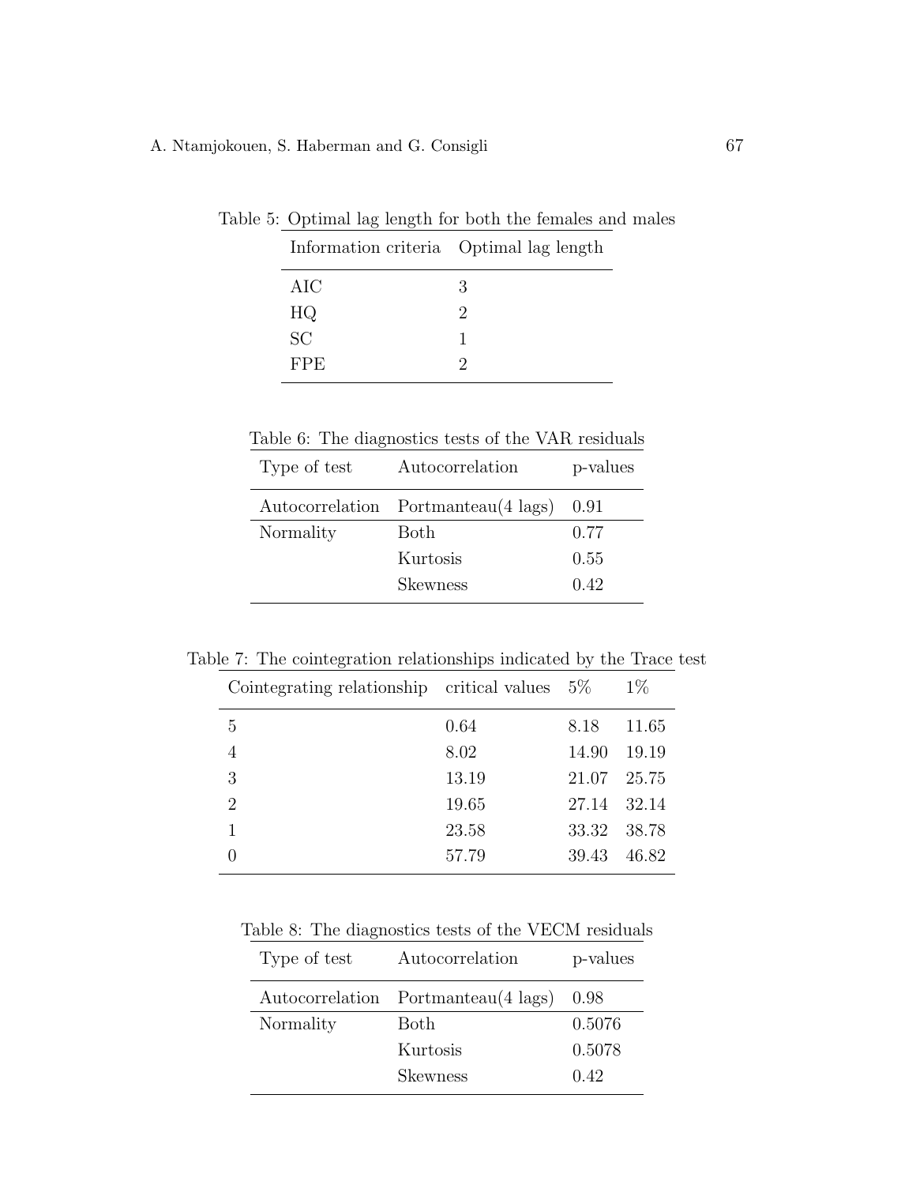Table 5: Optimal lag length for both the females and males

| Information criteria | Optimal lag length |
|---|---|
| AIC | 3 |
| HQ | 2 |
| SC | 1 |
| FPE | 2 |

Table 6: The diagnostics tests of the VAR residuals

| Type of test | Autocorrelation | p-values |
|---|---|---|
| Autocorrelation | Portmanteau(4 lags) | 0.91 |
| Normality | Both | 0.77 |
| | Kurtosis | 0.55 |
| | Skewness | 0.42 |

Table 7: The cointegration relationships indicated by the Trace test

| Cointegrating relationship | critical values | 5% | 1% |
|---|---|---|---|
| 5 | 0.64 | 8.18 | 11.65 |
| 4 | 8.02 | 14.90 | 19.19 |
| 3 | 13.19 | 21.07 | 25.75 |
| 2 | 19.65 | 27.14 | 32.14 |
| 1 | 23.58 | 33.32 | 38.78 |
| 0 | 57.79 | 39.43 | 46.82 |

Table 8: The diagnostics tests of the VECM residuals

| Type of test | Autocorrelation | p-values |
|---|---|---|
| Autocorrelation | Portmanteau(4 lags) | 0.98 |
| Normality | Both | 0.5076 |
| | Kurtosis | 0.5078 |
| | Skewness | 0.42 |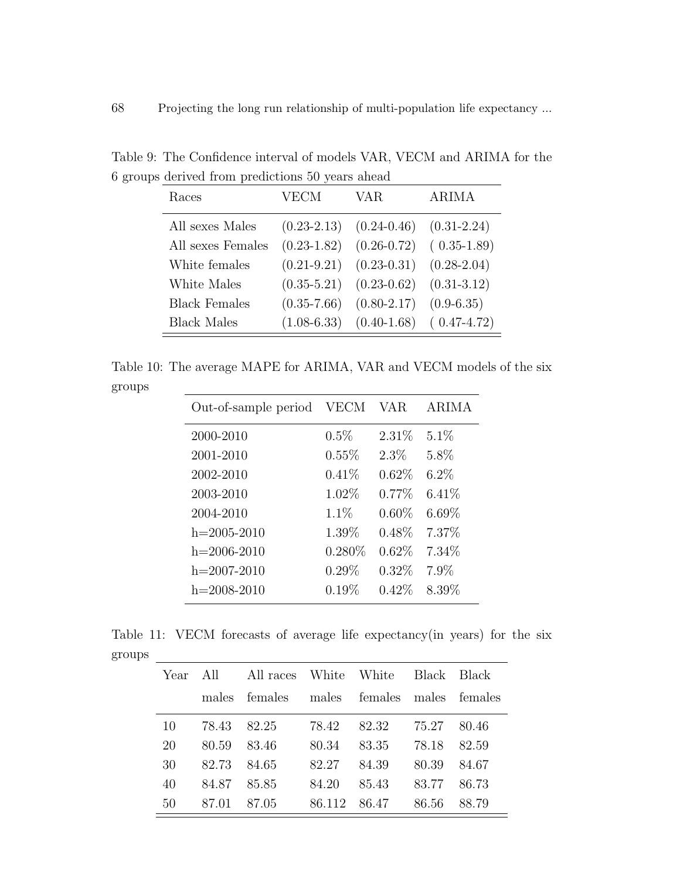Table 9: The Confidence interval of models VAR, VECM and ARIMA for the 6 groups derived from predictions 50 years ahead

| Races | VECM | VAR | ARIMA |
|---|---|---|---|
| All sexes Males | (0.23-2.13) | (0.24-0.46) | (0.31-2.24) |
| All sexes Females | (0.23-1.82) | (0.26-0.72) | ( 0.35-1.89) |
| White females | (0.21-9.21) | (0.23-0.31) | (0.28-2.04) |
| White Males | (0.35-5.21) | (0.23-0.62) | (0.31-3.12) |
| Black Females | (0.35-7.66) | (0.80-2.17) | (0.9-6.35) |
| Black Males | (1.08-6.33) | (0.40-1.68) | ( 0.47-4.72) |

Table 10: The average MAPE for ARIMA, VAR and VECM models of the six groups

| Out-of-sample period | VECM | VAR | ARIMA |
|---|---|---|---|
| 2000-2010 | 0.5% | 2.31% | 5.1% |
| 2001-2010 | 0.55% | 2.3% | 5.8% |
| 2002-2010 | 0.41% | 0.62% | 6.2% |
| 2003-2010 | 1.02% | 0.77% | 6.41% |
| 2004-2010 | 1.1% | 0.60% | 6.69% |
| h=2005-2010 | 1.39% | 0.48% | 7.37% |
| h=2006-2010 | 0.280% | 0.62% | 7.34% |
| h=2007-2010 | 0.29% | 0.32% | 7.9% |
| h=2008-2010 | 0.19% | 0.42% | 8.39% |

Table 11: VECM forecasts of average life expectancy(in years) for the six groups

| Year | All males | All races females | White males | White females | Black males | Black females |
|---|---|---|---|---|---|---|
| 10 | 78.43 | 82.25 | 78.42 | 82.32 | 75.27 | 80.46 |
| 20 | 80.59 | 83.46 | 80.34 | 83.35 | 78.18 | 82.59 |
| 30 | 82.73 | 84.65 | 82.27 | 84.39 | 80.39 | 84.67 |
| 40 | 84.87 | 85.85 | 84.20 | 85.43 | 83.77 | 86.73 |
| 50 | 87.01 | 87.05 | 86.112 | 86.47 | 86.56 | 88.79 |